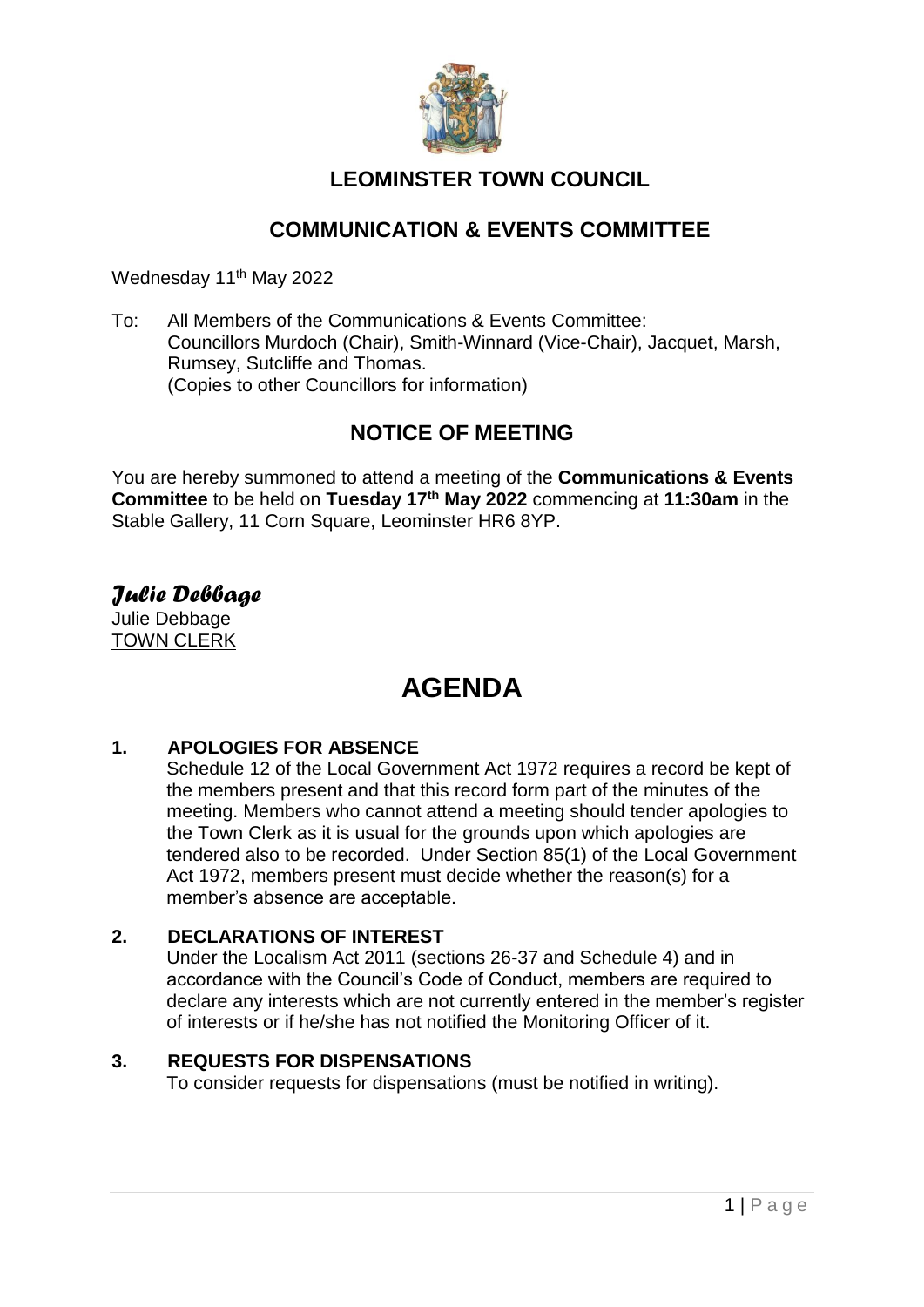# LEOMINSTER TOWN COUNCIL

## COMMUNICATION & EVENTS COMMITTEE

Wednesday 11th May 2022

To: All Members of the Communications & Events Committee:
Councillors Murdoch (Chair), Smith-Winnard (Vice-Chair), Jacquet, Marsh, Rumsey, Sutcliffe and Thomas.
(Copies to other Councillors for information)

## NOTICE OF MEETING

You are hereby summoned to attend a meeting of the **Communications & Events Committee** to be held on **Tuesday 17th May 2022** commencing at **11:30am** in the Stable Gallery, 11 Corn Square, Leominster HR6 8YP.

*Julie Debbage*
Julie Debbage
TOWN CLERK

# AGENDA

**1. APOLOGIES FOR ABSENCE**
Schedule 12 of the Local Government Act 1972 requires a record be kept of the members present and that this record form part of the minutes of the meeting. Members who cannot attend a meeting should tender apologies to the Town Clerk as it is usual for the grounds upon which apologies are tendered also to be recorded. Under Section 85(1) of the Local Government Act 1972, members present must decide whether the reason(s) for a member's absence are acceptable.

**2. DECLARATIONS OF INTEREST**
Under the Localism Act 2011 (sections 26-37 and Schedule 4) and in accordance with the Council's Code of Conduct, members are required to declare any interests which are not currently entered in the member's register of interests or if he/she has not notified the Monitoring Officer of it.

**3. REQUESTS FOR DISPENSATIONS**
To consider requests for dispensations (must be notified in writing).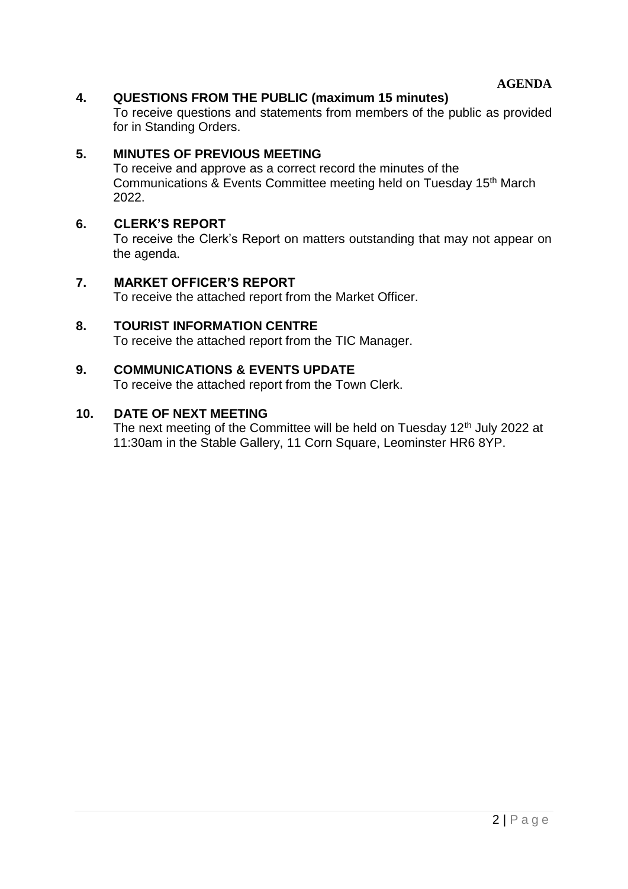**AGENDA**

**4. QUESTIONS FROM THE PUBLIC (maximum 15 minutes)**

To receive questions and statements from members of the public as provided for in Standing Orders.

**5. MINUTES OF PREVIOUS MEETING**

To receive and approve as a correct record the minutes of the Communications & Events Committee meeting held on Tuesday 15th March 2022.

**6. CLERK'S REPORT**

To receive the Clerk's Report on matters outstanding that may not appear on the agenda.

**7. MARKET OFFICER'S REPORT**

To receive the attached report from the Market Officer.

**8. TOURIST INFORMATION CENTRE**

To receive the attached report from the TIC Manager.

**9. COMMUNICATIONS & EVENTS UPDATE**

To receive the attached report from the Town Clerk.

**10. DATE OF NEXT MEETING**

The next meeting of the Committee will be held on Tuesday 12th July 2022 at 11:30am in the Stable Gallery, 11 Corn Square, Leominster HR6 8YP.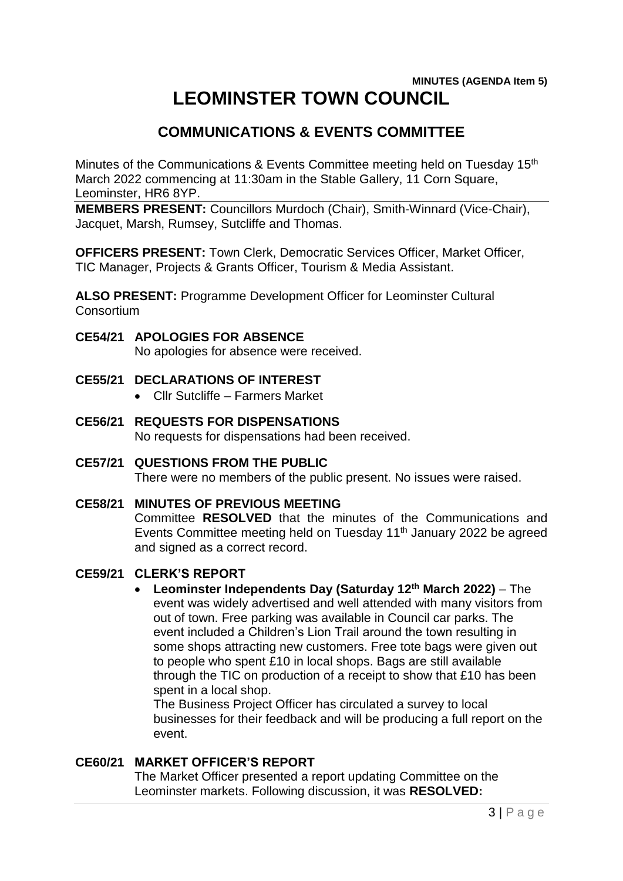**MINUTES (AGENDA Item 5)**

# LEOMINSTER TOWN COUNCIL

## COMMUNICATIONS & EVENTS COMMITTEE

Minutes of the Communications & Events Committee meeting held on Tuesday 15th March 2022 commencing at 11:30am in the Stable Gallery, 11 Corn Square, Leominster, HR6 8YP.

**MEMBERS PRESENT:** Councillors Murdoch (Chair), Smith-Winnard (Vice-Chair), Jacquet, Marsh, Rumsey, Sutcliffe and Thomas.

**OFFICERS PRESENT:** Town Clerk, Democratic Services Officer, Market Officer, TIC Manager, Projects & Grants Officer, Tourism & Media Assistant.

**ALSO PRESENT:** Programme Development Officer for Leominster Cultural Consortium

**CE54/21 APOLOGIES FOR ABSENCE**

No apologies for absence were received.

**CE55/21 DECLARATIONS OF INTEREST**

- Cllr Sutcliffe – Farmers Market

**CE56/21 REQUESTS FOR DISPENSATIONS**

No requests for dispensations had been received.

**CE57/21 QUESTIONS FROM THE PUBLIC**

There were no members of the public present. No issues were raised.

**CE58/21 MINUTES OF PREVIOUS MEETING**

Committee **RESOLVED** that the minutes of the Communications and Events Committee meeting held on Tuesday 11th January 2022 be agreed and signed as a correct record.

**CE59/21 CLERK'S REPORT**

- **Leominster Independents Day (Saturday 12th March 2022)** – The event was widely advertised and well attended with many visitors from out of town. Free parking was available in Council car parks. The event included a Children's Lion Trail around the town resulting in some shops attracting new customers. Free tote bags were given out to people who spent £10 in local shops. Bags are still available through the TIC on production of a receipt to show that £10 has been spent in a local shop.

  The Business Project Officer has circulated a survey to local businesses for their feedback and will be producing a full report on the event.

**CE60/21 MARKET OFFICER'S REPORT**

The Market Officer presented a report updating Committee on the Leominster markets. Following discussion, it was **RESOLVED:**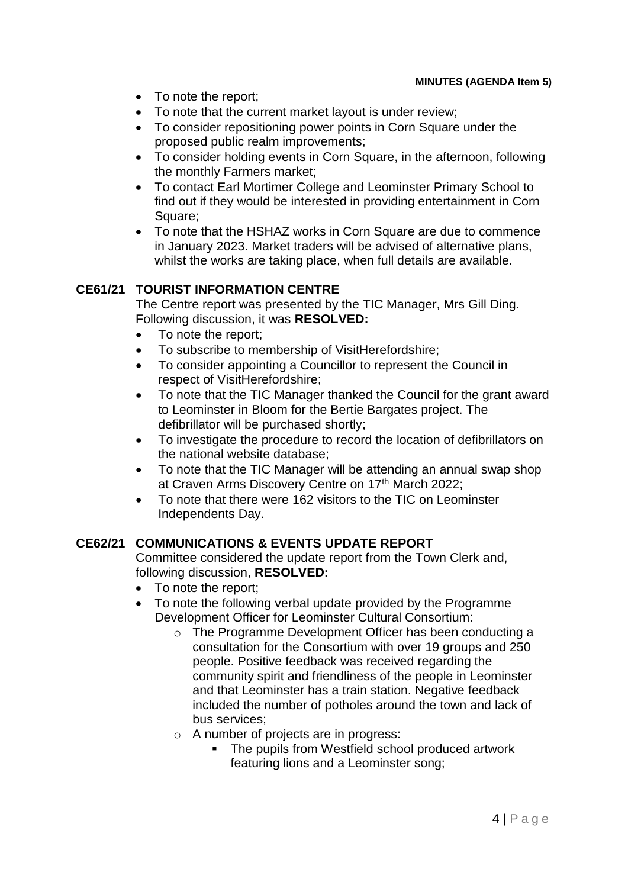- To note the report;
- To note that the current market layout is under review;
- To consider repositioning power points in Corn Square under the proposed public realm improvements;
- To consider holding events in Corn Square, in the afternoon, following the monthly Farmers market;
- To contact Earl Mortimer College and Leominster Primary School to find out if they would be interested in providing entertainment in Corn Square;
- To note that the HSHAZ works in Corn Square are due to commence in January 2023. Market traders will be advised of alternative plans, whilst the works are taking place, when full details are available.

**CE61/21 TOURIST INFORMATION CENTRE**

The Centre report was presented by the TIC Manager, Mrs Gill Ding. Following discussion, it was **RESOLVED:**

- To note the report;
- To subscribe to membership of VisitHerefordshire;
- To consider appointing a Councillor to represent the Council in respect of VisitHerefordshire;
- To note that the TIC Manager thanked the Council for the grant award to Leominster in Bloom for the Bertie Bargates project. The defibrillator will be purchased shortly;
- To investigate the procedure to record the location of defibrillators on the national website database;
- To note that the TIC Manager will be attending an annual swap shop at Craven Arms Discovery Centre on 17th March 2022;
- To note that there were 162 visitors to the TIC on Leominster Independents Day.

**CE62/21 COMMUNICATIONS & EVENTS UPDATE REPORT**

Committee considered the update report from the Town Clerk and, following discussion, **RESOLVED:**

- To note the report;
- To note the following verbal update provided by the Programme Development Officer for Leominster Cultural Consortium:
  - The Programme Development Officer has been conducting a consultation for the Consortium with over 19 groups and 250 people. Positive feedback was received regarding the community spirit and friendliness of the people in Leominster and that Leominster has a train station. Negative feedback included the number of potholes around the town and lack of bus services;
  - A number of projects are in progress:
    - The pupils from Westfield school produced artwork featuring lions and a Leominster song;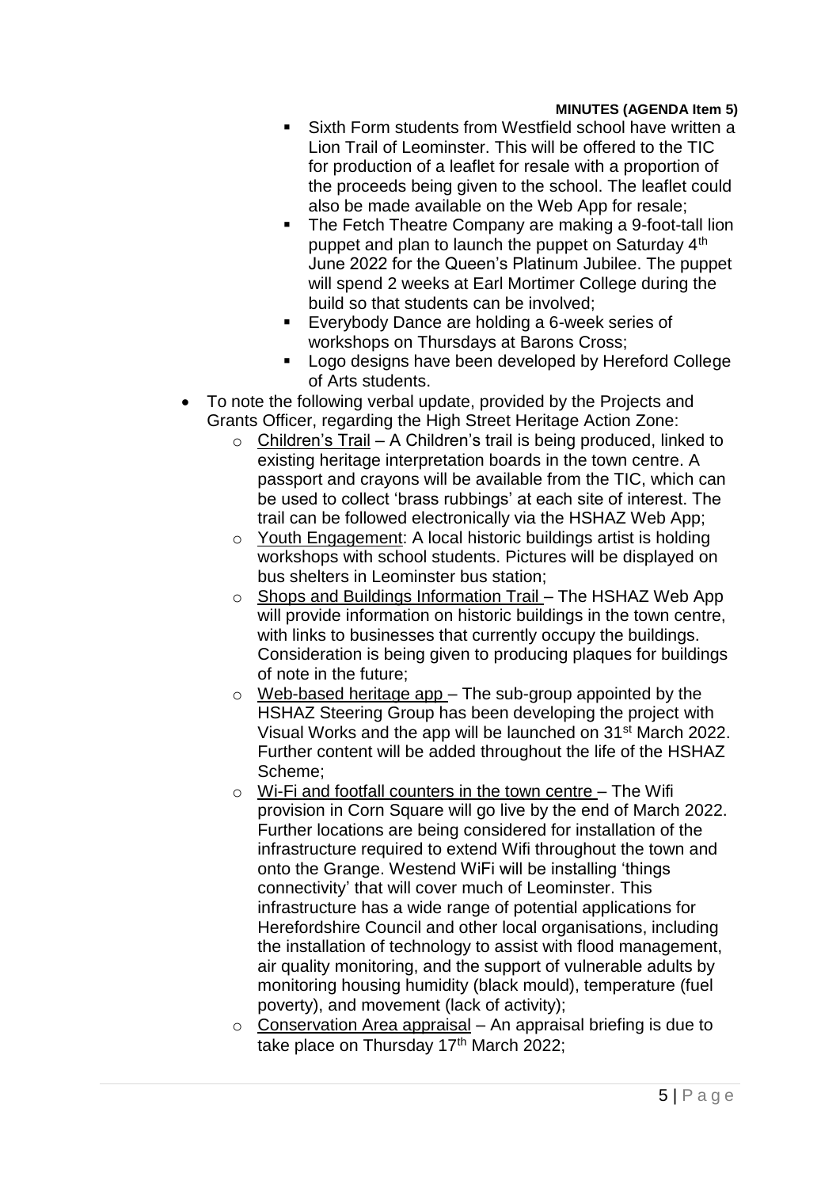- Sixth Form students from Westfield school have written a Lion Trail of Leominster. This will be offered to the TIC for production of a leaflet for resale with a proportion of the proceeds being given to the school. The leaflet could also be made available on the Web App for resale;
  - The Fetch Theatre Company are making a 9-foot-tall lion puppet and plan to launch the puppet on Saturday 4th June 2022 for the Queen's Platinum Jubilee. The puppet will spend 2 weeks at Earl Mortimer College during the build so that students can be involved;
  - Everybody Dance are holding a 6-week series of workshops on Thursdays at Barons Cross;
  - Logo designs have been developed by Hereford College of Arts students.
- To note the following verbal update, provided by the Projects and Grants Officer, regarding the High Street Heritage Action Zone:
  - Children's Trail – A Children's trail is being produced, linked to existing heritage interpretation boards in the town centre. A passport and crayons will be available from the TIC, which can be used to collect 'brass rubbings' at each site of interest. The trail can be followed electronically via the HSHAZ Web App;
  - Youth Engagement: A local historic buildings artist is holding workshops with school students. Pictures will be displayed on bus shelters in Leominster bus station;
  - Shops and Buildings Information Trail – The HSHAZ Web App will provide information on historic buildings in the town centre, with links to businesses that currently occupy the buildings. Consideration is being given to producing plaques for buildings of note in the future;
  - Web-based heritage app – The sub-group appointed by the HSHAZ Steering Group has been developing the project with Visual Works and the app will be launched on 31st March 2022. Further content will be added throughout the life of the HSHAZ Scheme;
  - Wi-Fi and footfall counters in the town centre – The Wifi provision in Corn Square will go live by the end of March 2022. Further locations are being considered for installation of the infrastructure required to extend Wifi throughout the town and onto the Grange. Westend WiFi will be installing 'things connectivity' that will cover much of Leominster. This infrastructure has a wide range of potential applications for Herefordshire Council and other local organisations, including the installation of technology to assist with flood management, air quality monitoring, and the support of vulnerable adults by monitoring housing humidity (black mould), temperature (fuel poverty), and movement (lack of activity);
  - Conservation Area appraisal – An appraisal briefing is due to take place on Thursday 17th March 2022;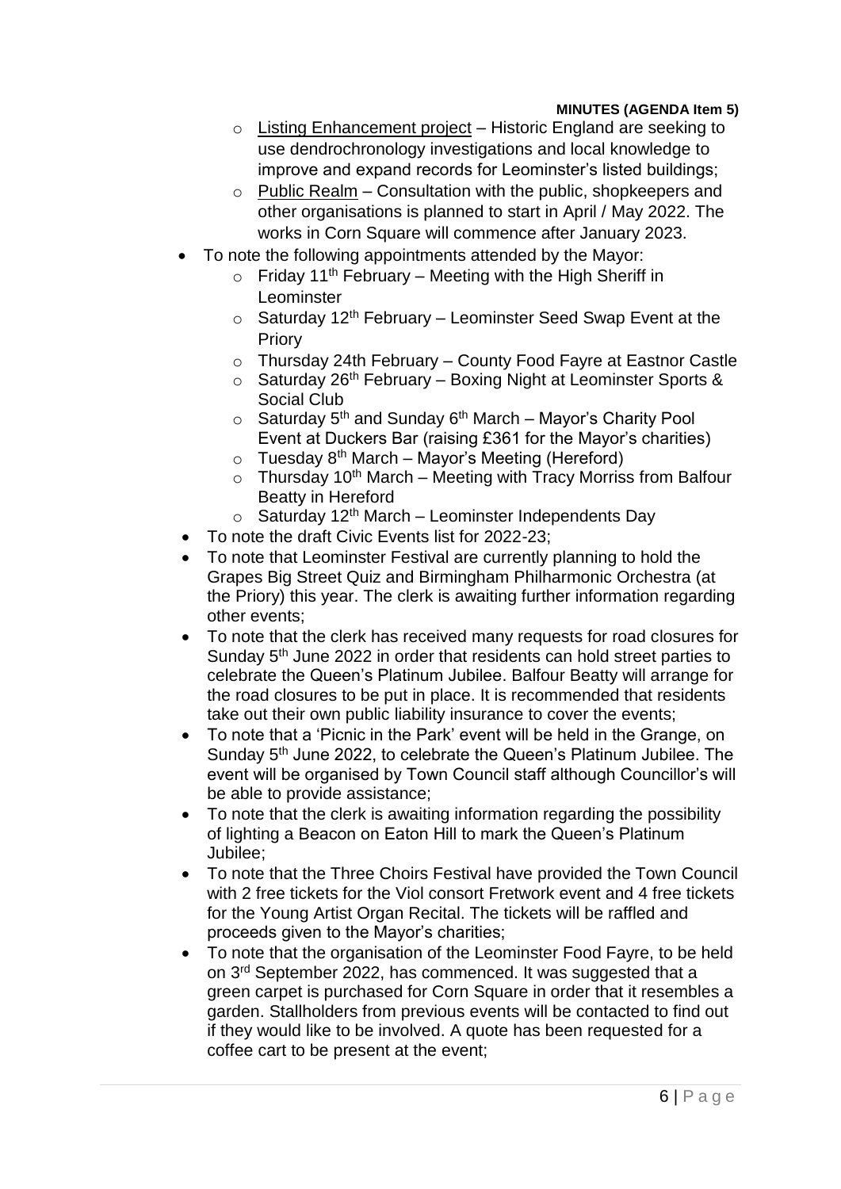- Listing Enhancement project – Historic England are seeking to use dendrochronology investigations and local knowledge to improve and expand records for Leominster's listed buildings;
  - Public Realm – Consultation with the public, shopkeepers and other organisations is planned to start in April / May 2022. The works in Corn Square will commence after January 2023.
- To note the following appointments attended by the Mayor:
  - Friday 11th February – Meeting with the High Sheriff in Leominster
  - Saturday 12th February – Leominster Seed Swap Event at the Priory
  - Thursday 24th February – County Food Fayre at Eastnor Castle
  - Saturday 26th February – Boxing Night at Leominster Sports & Social Club
  - Saturday 5th and Sunday 6th March – Mayor's Charity Pool Event at Duckers Bar (raising £361 for the Mayor's charities)
  - Tuesday 8th March – Mayor's Meeting (Hereford)
  - Thursday 10th March – Meeting with Tracy Morriss from Balfour Beatty in Hereford
  - Saturday 12th March – Leominster Independents Day
- To note the draft Civic Events list for 2022-23;
- To note that Leominster Festival are currently planning to hold the Grapes Big Street Quiz and Birmingham Philharmonic Orchestra (at the Priory) this year. The clerk is awaiting further information regarding other events;
- To note that the clerk has received many requests for road closures for Sunday 5th June 2022 in order that residents can hold street parties to celebrate the Queen's Platinum Jubilee. Balfour Beatty will arrange for the road closures to be put in place. It is recommended that residents take out their own public liability insurance to cover the events;
- To note that a 'Picnic in the Park' event will be held in the Grange, on Sunday 5th June 2022, to celebrate the Queen's Platinum Jubilee. The event will be organised by Town Council staff although Councillor's will be able to provide assistance;
- To note that the clerk is awaiting information regarding the possibility of lighting a Beacon on Eaton Hill to mark the Queen's Platinum Jubilee;
- To note that the Three Choirs Festival have provided the Town Council with 2 free tickets for the Viol consort Fretwork event and 4 free tickets for the Young Artist Organ Recital. The tickets will be raffled and proceeds given to the Mayor's charities;
- To note that the organisation of the Leominster Food Fayre, to be held on 3rd September 2022, has commenced. It was suggested that a green carpet is purchased for Corn Square in order that it resembles a garden. Stallholders from previous events will be contacted to find out if they would like to be involved. A quote has been requested for a coffee cart to be present at the event;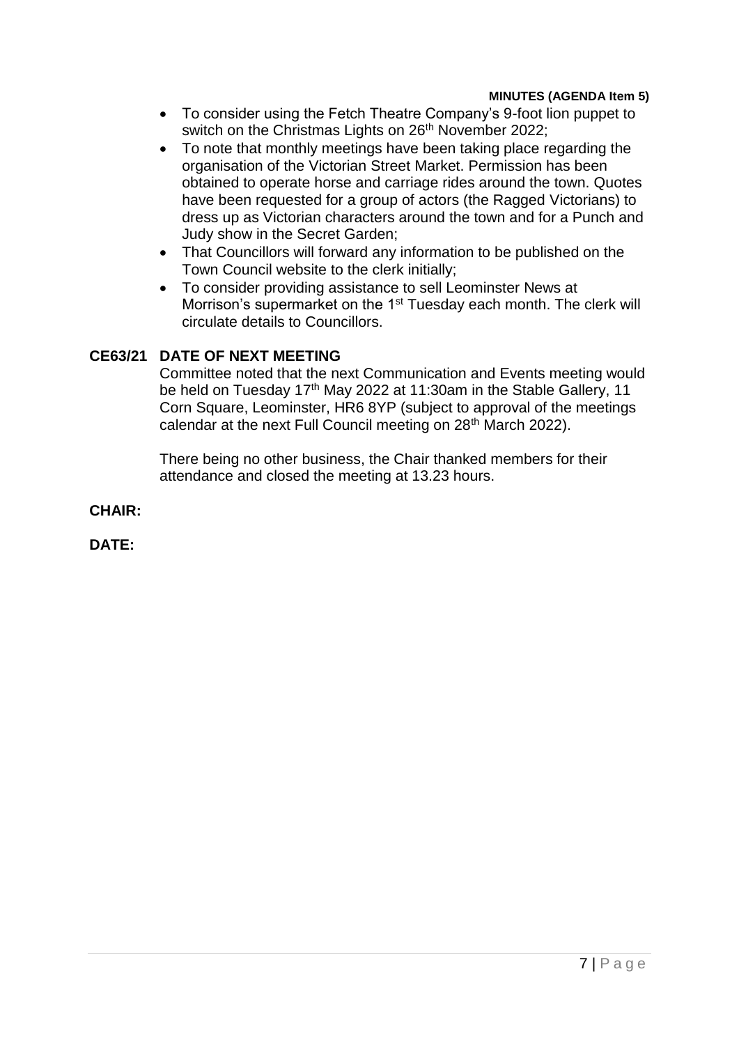**MINUTES (AGENDA Item 5)**

- To consider using the Fetch Theatre Company's 9-foot lion puppet to switch on the Christmas Lights on 26th November 2022;
- To note that monthly meetings have been taking place regarding the organisation of the Victorian Street Market. Permission has been obtained to operate horse and carriage rides around the town. Quotes have been requested for a group of actors (the Ragged Victorians) to dress up as Victorian characters around the town and for a Punch and Judy show in the Secret Garden;
- That Councillors will forward any information to be published on the Town Council website to the clerk initially;
- To consider providing assistance to sell Leominster News at Morrison's supermarket on the 1st Tuesday each month. The clerk will circulate details to Councillors.

**CE63/21 DATE OF NEXT MEETING**

Committee noted that the next Communication and Events meeting would be held on Tuesday 17th May 2022 at 11:30am in the Stable Gallery, 11 Corn Square, Leominster, HR6 8YP (subject to approval of the meetings calendar at the next Full Council meeting on 28th March 2022).

There being no other business, the Chair thanked members for their attendance and closed the meeting at 13.23 hours.

**CHAIR:**

**DATE:**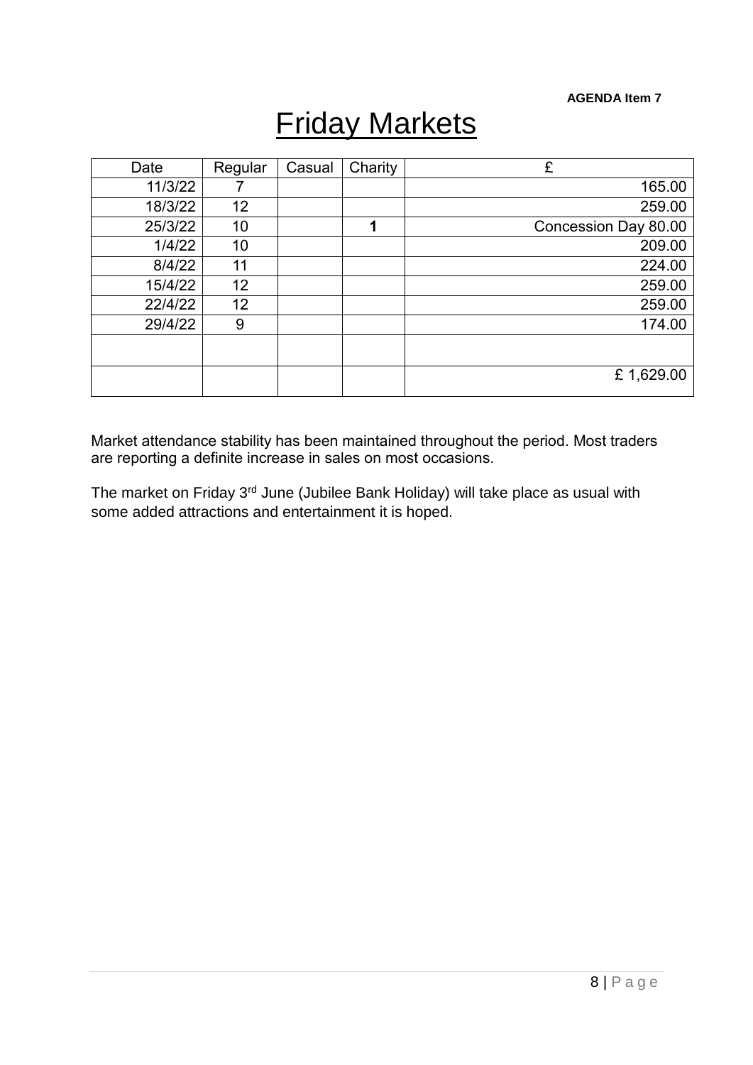**AGENDA Item 7**

# Friday Markets

| Date | Regular | Casual | Charity | £ |
|---|---|---|---|---|
| 11/3/22 | 7 | | | 165.00 |
| 18/3/22 | 12 | | | 259.00 |
| 25/3/22 | 10 | | **1** | Concession Day 80.00 |
| 1/4/22 | 10 | | | 209.00 |
| 8/4/22 | 11 | | | 224.00 |
| 15/4/22 | 12 | | | 259.00 |
| 22/4/22 | 12 | | | 259.00 |
| 29/4/22 | 9 | | | 174.00 |
| | | | | |
| | | | | £ 1,629.00 |

Market attendance stability has been maintained throughout the period. Most traders are reporting a definite increase in sales on most occasions.

The market on Friday 3rd June (Jubilee Bank Holiday) will take place as usual with some added attractions and entertainment it is hoped.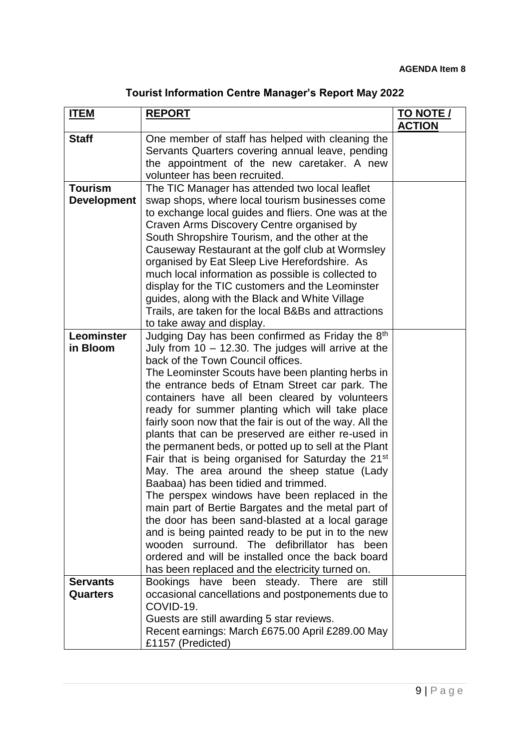**AGENDA Item 8**

## Tourist Information Centre Manager's Report May 2022

| ITEM | REPORT | TO NOTE / ACTION |
|---|---|---|
| **Staff** | One member of staff has helped with cleaning the Servants Quarters covering annual leave, pending the appointment of the new caretaker. A new volunteer has been recruited. | |
| **Tourism Development** | The TIC Manager has attended two local leaflet swap shops, where local tourism businesses come to exchange local guides and fliers. One was at the Craven Arms Discovery Centre organised by South Shropshire Tourism, and the other at the Causeway Restaurant at the golf club at Wormsley organised by Eat Sleep Live Herefordshire. As much local information as possible is collected to display for the TIC customers and the Leominster guides, along with the Black and White Village Trails, are taken for the local B&Bs and attractions to take away and display. | |
| **Leominster in Bloom** | Judging Day has been confirmed as Friday the 8th July from 10 – 12.30. The judges will arrive at the back of the Town Council offices.<br>The Leominster Scouts have been planting herbs in the entrance beds of Etnam Street car park. The containers have all been cleared by volunteers ready for summer planting which will take place fairly soon now that the fair is out of the way. All the plants that can be preserved are either re-used in the permanent beds, or potted up to sell at the Plant Fair that is being organised for Saturday the 21st May. The area around the sheep statue (Lady Baabaa) has been tidied and trimmed.<br>The perspex windows have been replaced in the main part of Bertie Bargates and the metal part of the door has been sand-blasted at a local garage and is being painted ready to be put in to the new wooden surround. The defibrillator has been ordered and will be installed once the back board has been replaced and the electricity turned on. | |
| **Servants Quarters** | Bookings have been steady. There are still occasional cancellations and postponements due to COVID-19.<br>Guests are still awarding 5 star reviews.<br>Recent earnings: March £675.00 April £289.00 May £1157 (Predicted) | |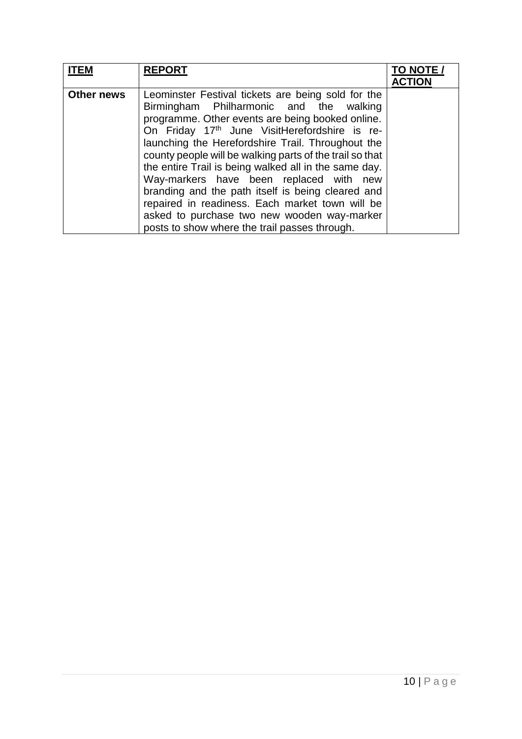| **ITEM** | **REPORT** | **TO NOTE / ACTION** |
|---|---|---|
| **Other news** | Leominster Festival tickets are being sold for the Birmingham Philharmonic and the walking programme. Other events are being booked online. On Friday 17th June VisitHerefordshire is re-launching the Herefordshire Trail. Throughout the county people will be walking parts of the trail so that the entire Trail is being walked all in the same day. Way-markers have been replaced with new branding and the path itself is being cleared and repaired in readiness. Each market town will be asked to purchase two new wooden way-marker posts to show where the trail passes through. | |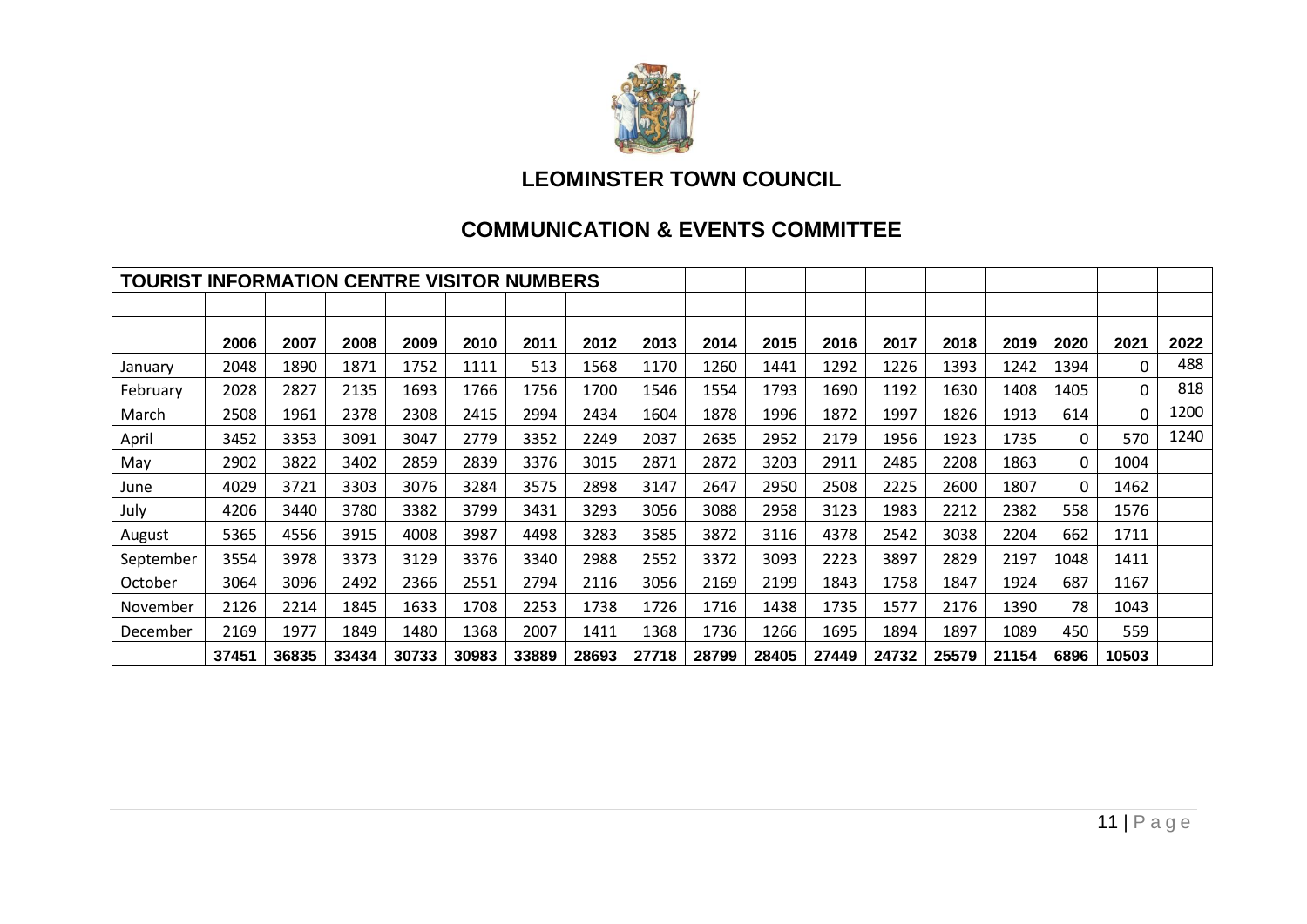## LEOMINSTER TOWN COUNCIL

## COMMUNICATION & EVENTS COMMITTEE

| TOURIST INFORMATION CENTRE VISITOR NUMBERS | | | | | | | | | | | | | | | | |
|---|---|---|---|---|---|---|---|---|---|---|---|---|---|---|---|---|
| | | | | | | | | | | | | | | | | |
| | **2006** | **2007** | **2008** | **2009** | **2010** | **2011** | **2012** | **2013** | **2014** | **2015** | **2016** | **2017** | **2018** | **2019** | **2020** | **2021** | **2022** |
| January | 2048 | 1890 | 1871 | 1752 | 1111 | 513 | 1568 | 1170 | 1260 | 1441 | 1292 | 1226 | 1393 | 1242 | 1394 | 0 | 488 |
| February | 2028 | 2827 | 2135 | 1693 | 1766 | 1756 | 1700 | 1546 | 1554 | 1793 | 1690 | 1192 | 1630 | 1408 | 1405 | 0 | 818 |
| March | 2508 | 1961 | 2378 | 2308 | 2415 | 2994 | 2434 | 1604 | 1878 | 1996 | 1872 | 1997 | 1826 | 1913 | 614 | 0 | 1200 |
| April | 3452 | 3353 | 3091 | 3047 | 2779 | 3352 | 2249 | 2037 | 2635 | 2952 | 2179 | 1956 | 1923 | 1735 | 0 | 570 | 1240 |
| May | 2902 | 3822 | 3402 | 2859 | 2839 | 3376 | 3015 | 2871 | 2872 | 3203 | 2911 | 2485 | 2208 | 1863 | 0 | 1004 | |
| June | 4029 | 3721 | 3303 | 3076 | 3284 | 3575 | 2898 | 3147 | 2647 | 2950 | 2508 | 2225 | 2600 | 1807 | 0 | 1462 | |
| July | 4206 | 3440 | 3780 | 3382 | 3799 | 3431 | 3293 | 3056 | 3088 | 2958 | 3123 | 1983 | 2212 | 2382 | 558 | 1576 | |
| August | 5365 | 4556 | 3915 | 4008 | 3987 | 4498 | 3283 | 3585 | 3872 | 3116 | 4378 | 2542 | 3038 | 2204 | 662 | 1711 | |
| September | 3554 | 3978 | 3373 | 3129 | 3376 | 3340 | 2988 | 2552 | 3372 | 3093 | 2223 | 3897 | 2829 | 2197 | 1048 | 1411 | |
| October | 3064 | 3096 | 2492 | 2366 | 2551 | 2794 | 2116 | 3056 | 2169 | 2199 | 1843 | 1758 | 1847 | 1924 | 687 | 1167 | |
| November | 2126 | 2214 | 1845 | 1633 | 1708 | 2253 | 1738 | 1726 | 1716 | 1438 | 1735 | 1577 | 2176 | 1390 | 78 | 1043 | |
| December | 2169 | 1977 | 1849 | 1480 | 1368 | 2007 | 1411 | 1368 | 1736 | 1266 | 1695 | 1894 | 1897 | 1089 | 450 | 559 | |
| | **37451** | **36835** | **33434** | **30733** | **30983** | **33889** | **28693** | **27718** | **28799** | **28405** | **27449** | **24732** | **25579** | **21154** | **6896** | **10503** | |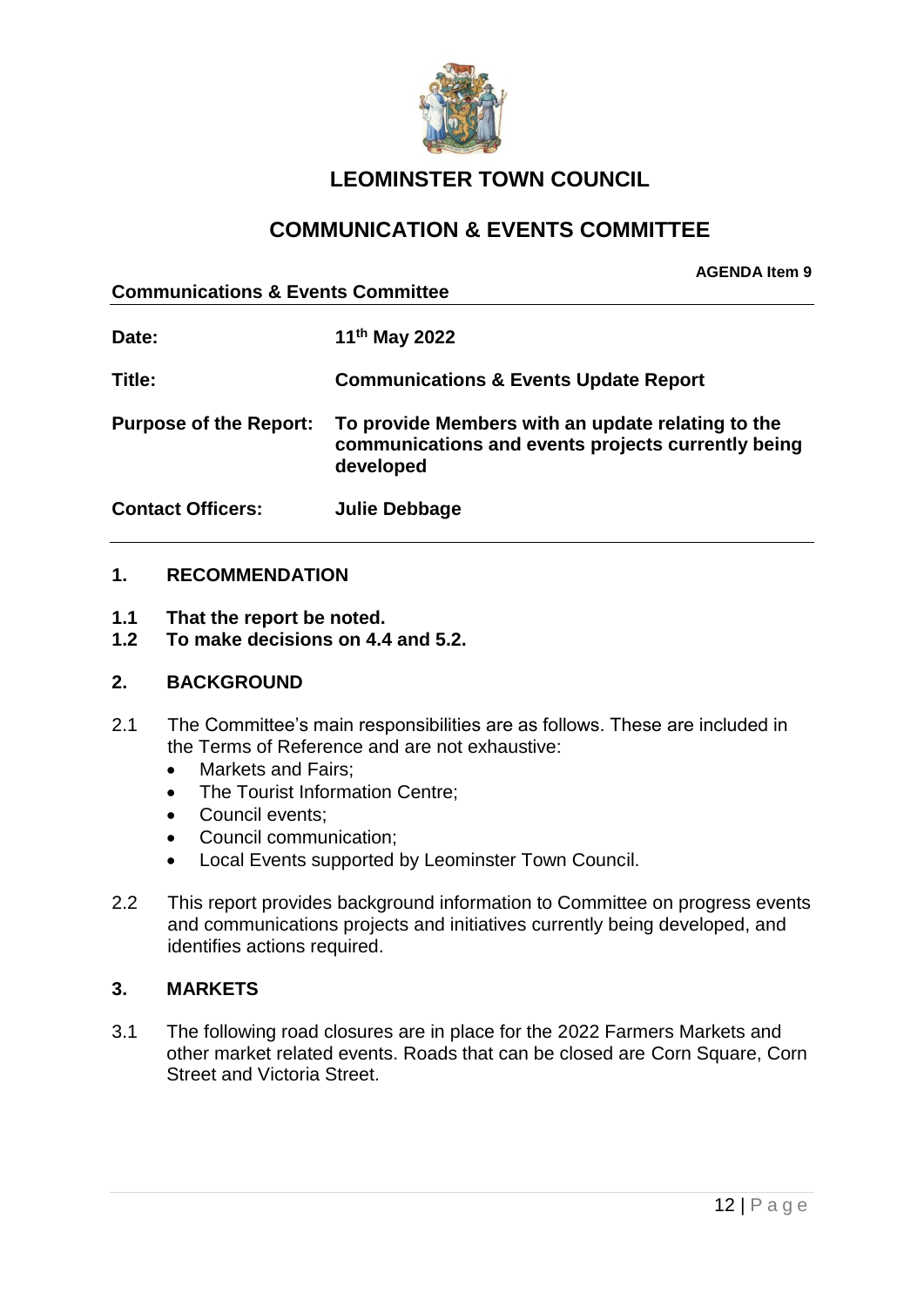# LEOMINSTER TOWN COUNCIL

## COMMUNICATION & EVENTS COMMITTEE

**AGENDA Item 9**

**Communications & Events Committee**

| | |
|---|---|
| **Date:** | **11th May 2022** |
| **Title:** | **Communications & Events Update Report** |
| **Purpose of the Report:** | **To provide Members with an update relating to the communications and events projects currently being developed** |
| **Contact Officers:** | **Julie Debbage** |

### 1. RECOMMENDATION

**1.1 That the report be noted.**
**1.2 To make decisions on 4.4 and 5.2.**

### 2. BACKGROUND

2.1 The Committee's main responsibilities are as follows. These are included in the Terms of Reference and are not exhaustive:

- Markets and Fairs;
- The Tourist Information Centre;
- Council events;
- Council communication;
- Local Events supported by Leominster Town Council.

2.2 This report provides background information to Committee on progress events and communications projects and initiatives currently being developed, and identifies actions required.

### 3. MARKETS

3.1 The following road closures are in place for the 2022 Farmers Markets and other market related events. Roads that can be closed are Corn Square, Corn Street and Victoria Street.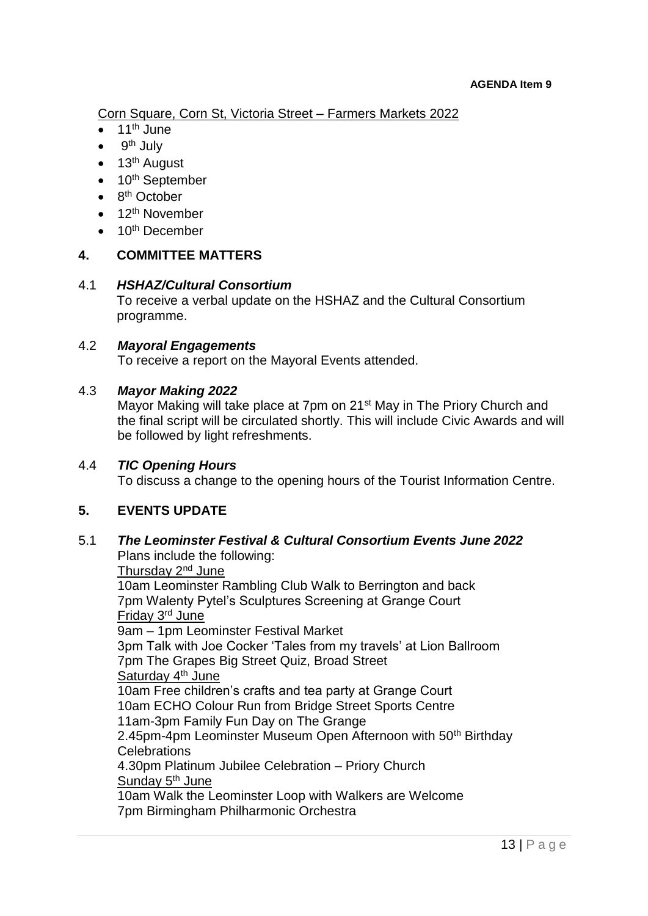**AGENDA Item 9**

Corn Square, Corn St, Victoria Street – Farmers Markets 2022

- 11th June
- 9th July
- 13th August
- 10th September
- 8th October
- 12th November
- 10th December

## 4. COMMITTEE MATTERS

### 4.1 *HSHAZ/Cultural Consortium*

To receive a verbal update on the HSHAZ and the Cultural Consortium programme.

### 4.2 *Mayoral Engagements*

To receive a report on the Mayoral Events attended.

### 4.3 *Mayor Making 2022*

Mayor Making will take place at 7pm on 21st May in The Priory Church and the final script will be circulated shortly. This will include Civic Awards and will be followed by light refreshments.

### 4.4 *TIC Opening Hours*

To discuss a change to the opening hours of the Tourist Information Centre.

## 5. EVENTS UPDATE

### 5.1 *The Leominster Festival & Cultural Consortium Events June 2022*

Plans include the following:

Thursday 2nd June
10am Leominster Rambling Club Walk to Berrington and back
7pm Walenty Pytel's Sculptures Screening at Grange Court

Friday 3rd June
9am – 1pm Leominster Festival Market
3pm Talk with Joe Cocker 'Tales from my travels' at Lion Ballroom
7pm The Grapes Big Street Quiz, Broad Street

Saturday 4th June
10am Free children's crafts and tea party at Grange Court
10am ECHO Colour Run from Bridge Street Sports Centre
11am-3pm Family Fun Day on The Grange
2.45pm-4pm Leominster Museum Open Afternoon with 50th Birthday Celebrations
4.30pm Platinum Jubilee Celebration – Priory Church

Sunday 5th June
10am Walk the Leominster Loop with Walkers are Welcome
7pm Birmingham Philharmonic Orchestra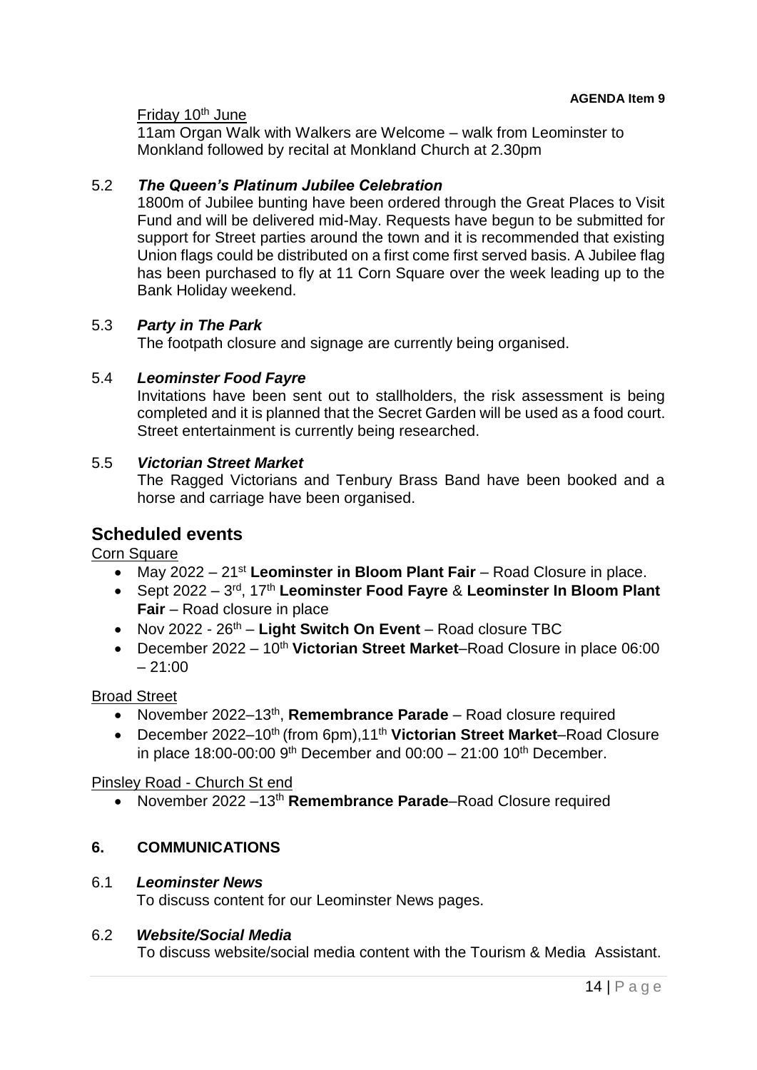**AGENDA Item 9**

Friday 10th June

11am Organ Walk with Walkers are Welcome – walk from Leominster to Monkland followed by recital at Monkland Church at 2.30pm

5.2 ***The Queen's Platinum Jubilee Celebration***

1800m of Jubilee bunting have been ordered through the Great Places to Visit Fund and will be delivered mid-May. Requests have begun to be submitted for support for Street parties around the town and it is recommended that existing Union flags could be distributed on a first come first served basis. A Jubilee flag has been purchased to fly at 11 Corn Square over the week leading up to the Bank Holiday weekend.

5.3 ***Party in The Park***

The footpath closure and signage are currently being organised.

5.4 ***Leominster Food Fayre***

Invitations have been sent out to stallholders, the risk assessment is being completed and it is planned that the Secret Garden will be used as a food court. Street entertainment is currently being researched.

5.5 ***Victorian Street Market***

The Ragged Victorians and Tenbury Brass Band have been booked and a horse and carriage have been organised.

## Scheduled events

Corn Square

- May 2022 – 21st **Leominster in Bloom Plant Fair** – Road Closure in place.
- Sept 2022 – 3rd, 17th **Leominster Food Fayre** & **Leominster In Bloom Plant Fair** – Road closure in place
- Nov 2022 - 26th – **Light Switch On Event** – Road closure TBC
- December 2022 – 10th **Victorian Street Market**–Road Closure in place 06:00 – 21:00

Broad Street

- November 2022–13th, **Remembrance Parade** – Road closure required
- December 2022–10th (from 6pm),11th **Victorian Street Market**–Road Closure in place 18:00-00:00 9th December and 00:00 – 21:00 10th December.

Pinsley Road - Church St end

- November 2022 –13th **Remembrance Parade**–Road Closure required

## 6. COMMUNICATIONS

6.1 ***Leominster News***

To discuss content for our Leominster News pages.

6.2 ***Website/Social Media***

To discuss website/social media content with the Tourism & Media Assistant.